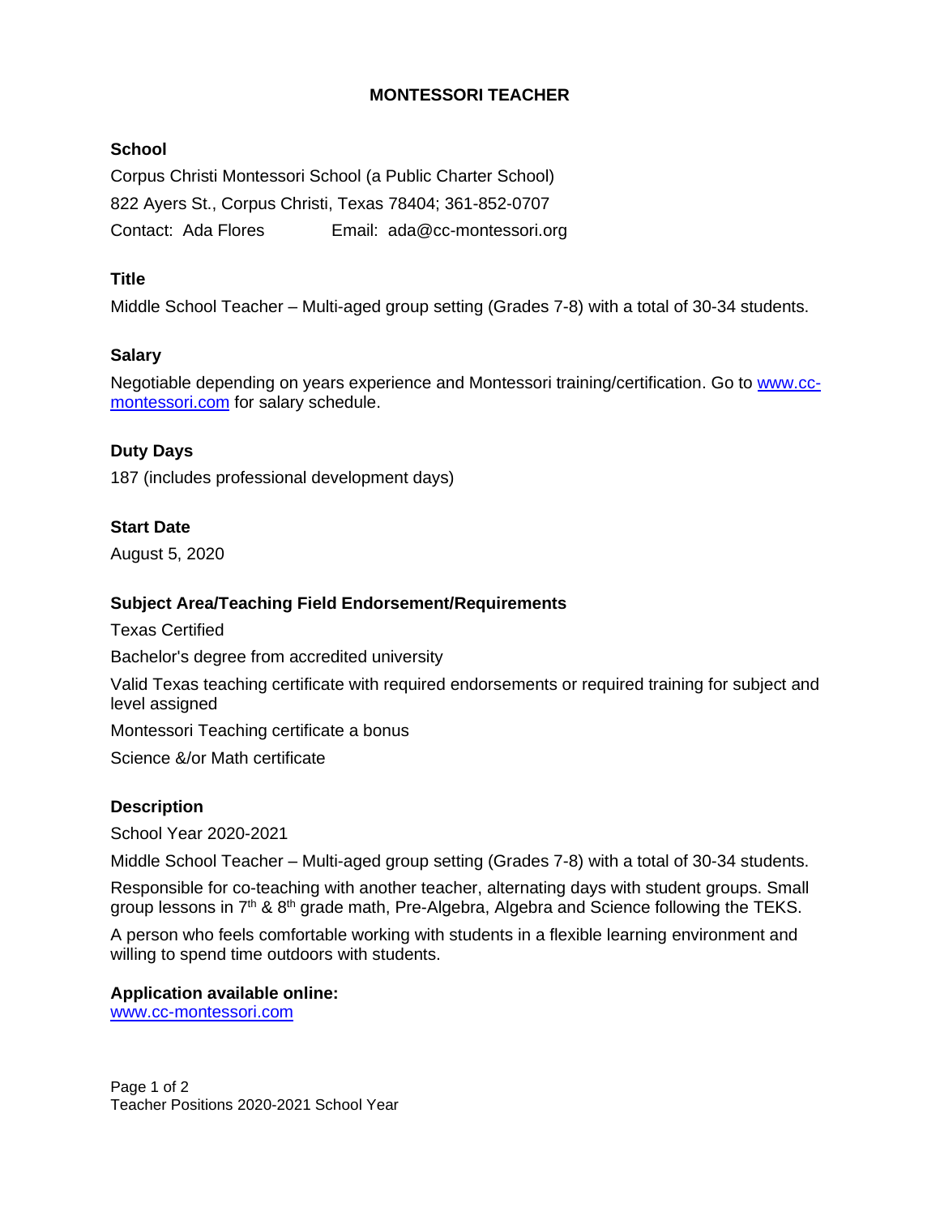# MONTESSORI TEACHER

**School**

Corpus Christi Montessori School (a Public Charter School)

822 Ayers St., Corpus Christi, Texas 78404; 361-852-0707

Contact: Ada Flores Email: ada@cc-montessori.org

**Title**

Middle School Teacher – Multi-aged group setting (Grades 7-8) with a total of 30-34 students.

**Salary**

Negotiable depending on years experience and Montessori training/certification. Go to www.cc-montessori.com for salary schedule.

**Duty Days**

187 (includes professional development days)

**Start Date**

August 5, 2020

**Subject Area/Teaching Field Endorsement/Requirements**

Texas Certified

Bachelor's degree from accredited university

Valid Texas teaching certificate with required endorsements or required training for subject and level assigned

Montessori Teaching certificate a bonus

Science &/or Math certificate

**Description**

School Year 2020-2021

Middle School Teacher – Multi-aged group setting (Grades 7-8) with a total of 30-34 students.

Responsible for co-teaching with another teacher, alternating days with student groups. Small group lessons in 7th & 8th grade math, Pre-Algebra, Algebra and Science following the TEKS.

A person who feels comfortable working with students in a flexible learning environment and willing to spend time outdoors with students.

**Application available online:**
www.cc-montessori.com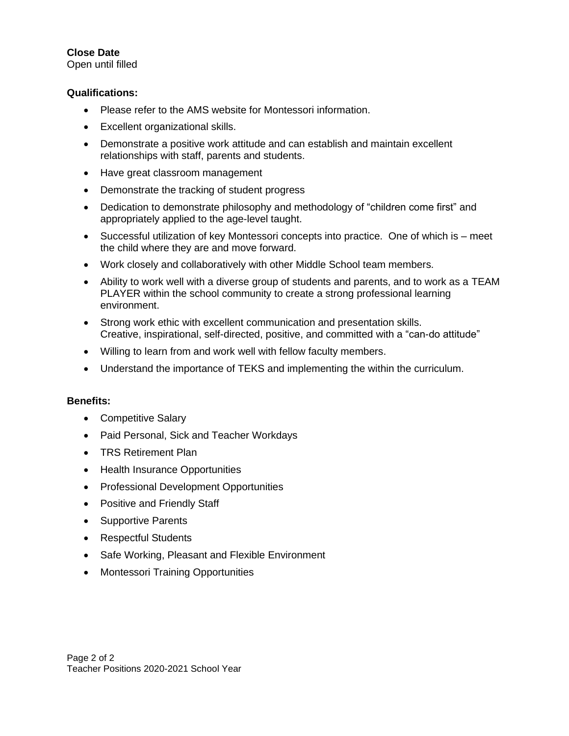**Close Date**
Open until filled

**Qualifications:**

- Please refer to the AMS website for Montessori information.
- Excellent organizational skills.
- Demonstrate a positive work attitude and can establish and maintain excellent relationships with staff, parents and students.
- Have great classroom management
- Demonstrate the tracking of student progress
- Dedication to demonstrate philosophy and methodology of "children come first" and appropriately applied to the age-level taught.
- Successful utilization of key Montessori concepts into practice. One of which is – meet the child where they are and move forward.
- Work closely and collaboratively with other Middle School team members.
- Ability to work well with a diverse group of students and parents, and to work as a TEAM PLAYER within the school community to create a strong professional learning environment.
- Strong work ethic with excellent communication and presentation skills. Creative, inspirational, self-directed, positive, and committed with a "can-do attitude"
- Willing to learn from and work well with fellow faculty members.
- Understand the importance of TEKS and implementing the within the curriculum.

**Benefits:**

- Competitive Salary
- Paid Personal, Sick and Teacher Workdays
- TRS Retirement Plan
- Health Insurance Opportunities
- Professional Development Opportunities
- Positive and Friendly Staff
- Supportive Parents
- Respectful Students
- Safe Working, Pleasant and Flexible Environment
- Montessori Training Opportunities